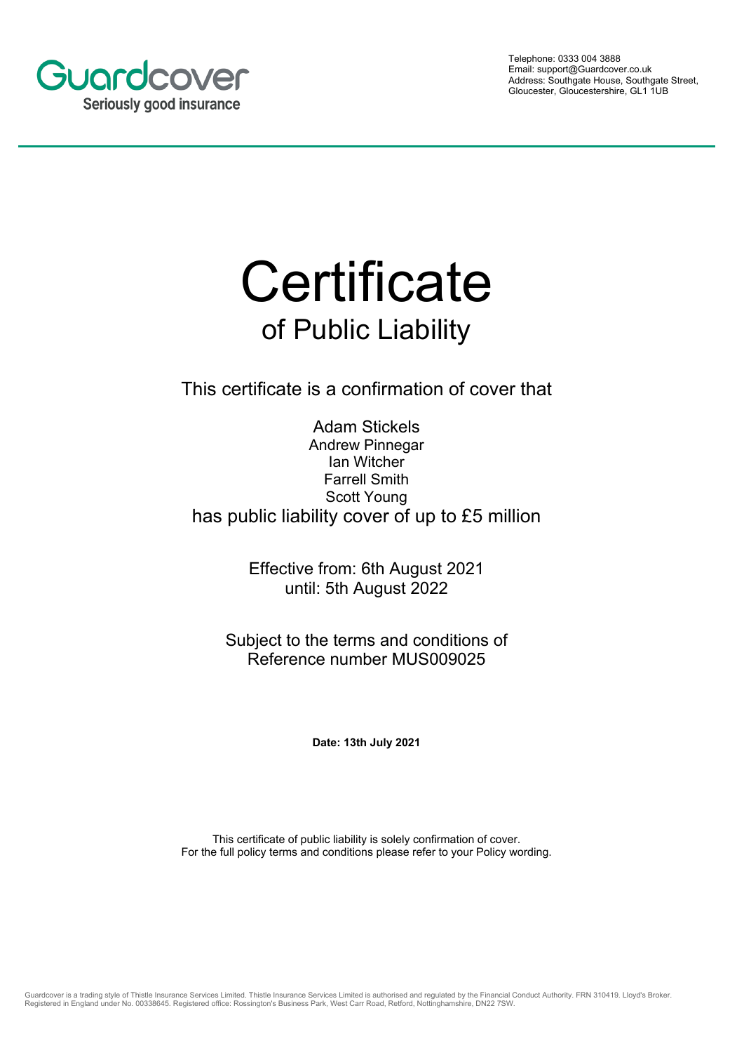Guardcover
Seriously good insurance

Telephone: 0333 004 3888
Email: support@Guardcover.co.uk
Address: Southgate House, Southgate Street, Gloucester, Gloucestershire, GL1 1UB

# Certificate

## of Public Liability

This certificate is a confirmation of cover that

Adam Stickels
Andrew Pinnegar
Ian Witcher
Farrell Smith
Scott Young
has public liability cover of up to £5 million

Effective from: 6th August 2021
until: 5th August 2022

Subject to the terms and conditions of
Reference number MUS009025

**Date: 13th July 2021**

This certificate of public liability is solely confirmation of cover.
For the full policy terms and conditions please refer to your Policy wording.

Guardcover is a trading style of Thistle Insurance Services Limited. Thistle Insurance Services Limited is authorised and regulated by the Financial Conduct Authority. FRN 310419. Lloyd's Broker. Registered in England under No. 00338645. Registered office: Rossington's Business Park, West Carr Road, Retford, Nottinghamshire, DN22 7SW.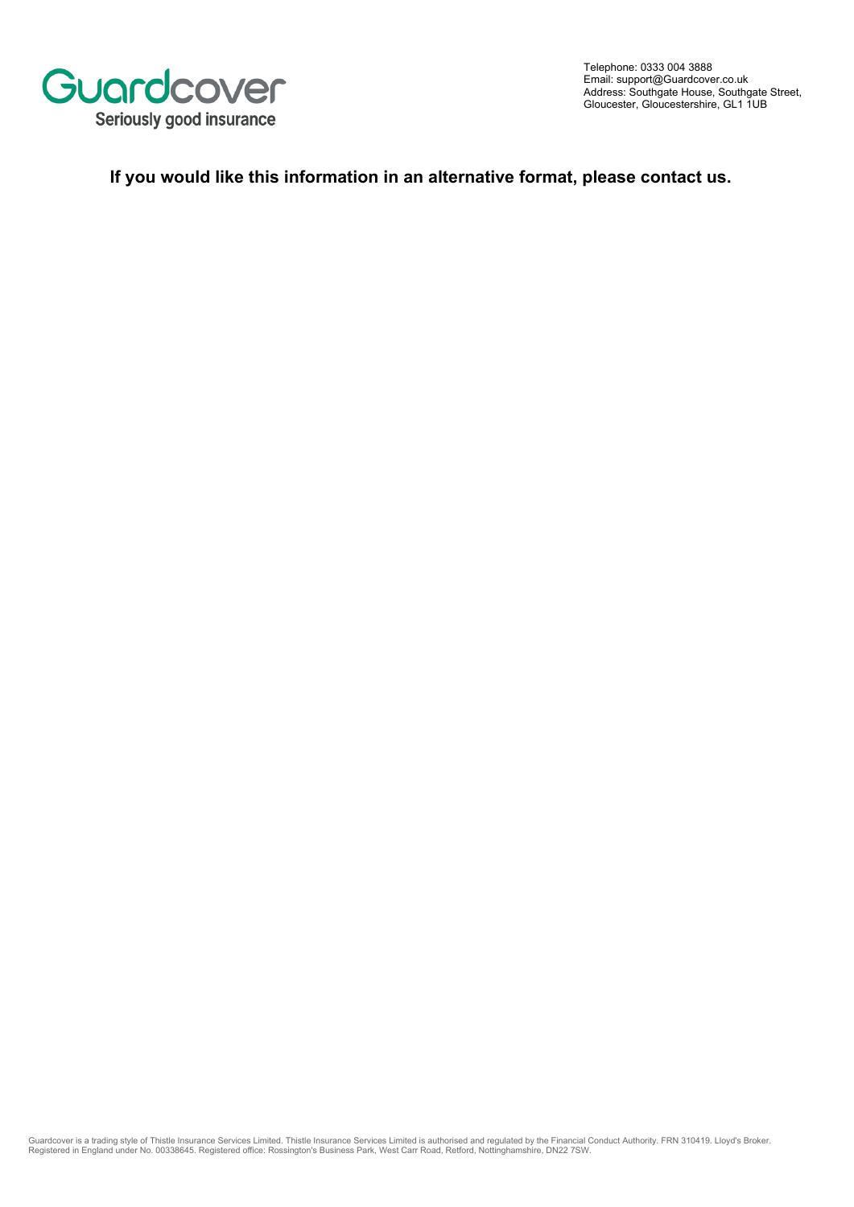Guardcover

Seriously good insurance

Telephone: 0333 004 3888
Email: support@Guardcover.co.uk
Address: Southgate House, Southgate Street, Gloucester, Gloucestershire, GL1 1UB

**If you would like this information in an alternative format, please contact us.**

Guardcover is a trading style of Thistle Insurance Services Limited. Thistle Insurance Services Limited is authorised and regulated by the Financial Conduct Authority. FRN 310419. Lloyd's Broker. Registered in England under No. 00338645. Registered office: Rossington's Business Park, West Carr Road, Retford, Nottinghamshire, DN22 7SW.